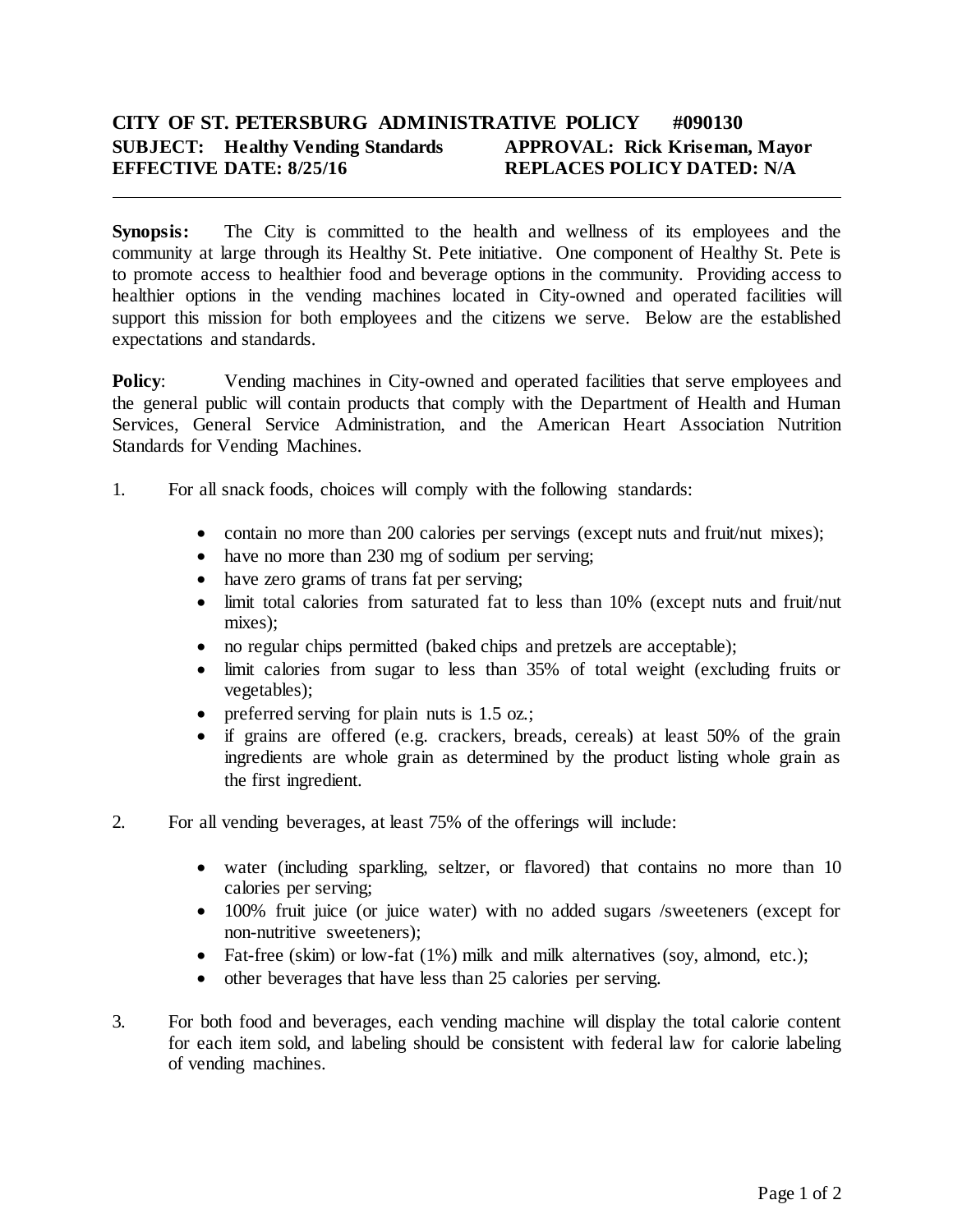**CITY OF ST. PETERSBURG ADMINISTRATIVE POLICY #090130**
**SUBJECT: Healthy Vending Standards** **APPROVAL: Rick Kriseman, Mayor**
**EFFECTIVE DATE: 8/25/16** **REPLACES POLICY DATED: N/A**

---

**Synopsis:** The City is committed to the health and wellness of its employees and the community at large through its Healthy St. Pete initiative. One component of Healthy St. Pete is to promote access to healthier food and beverage options in the community. Providing access to healthier options in the vending machines located in City-owned and operated facilities will support this mission for both employees and the citizens we serve. Below are the established expectations and standards.

**Policy**: Vending machines in City-owned and operated facilities that serve employees and the general public will contain products that comply with the Department of Health and Human Services, General Service Administration, and the American Heart Association Nutrition Standards for Vending Machines.

1. For all snack foods, choices will comply with the following standards:

   - contain no more than 200 calories per servings (except nuts and fruit/nut mixes);
   - have no more than 230 mg of sodium per serving;
   - have zero grams of trans fat per serving;
   - limit total calories from saturated fat to less than 10% (except nuts and fruit/nut mixes);
   - no regular chips permitted (baked chips and pretzels are acceptable);
   - limit calories from sugar to less than 35% of total weight (excluding fruits or vegetables);
   - preferred serving for plain nuts is 1.5 oz.;
   - if grains are offered (e.g. crackers, breads, cereals) at least 50% of the grain ingredients are whole grain as determined by the product listing whole grain as the first ingredient.

2. For all vending beverages, at least 75% of the offerings will include:

   - water (including sparkling, seltzer, or flavored) that contains no more than 10 calories per serving;
   - 100% fruit juice (or juice water) with no added sugars /sweeteners (except for non-nutritive sweeteners);
   - Fat-free (skim) or low-fat (1%) milk and milk alternatives (soy, almond, etc.);
   - other beverages that have less than 25 calories per serving.

3. For both food and beverages, each vending machine will display the total calorie content for each item sold, and labeling should be consistent with federal law for calorie labeling of vending machines.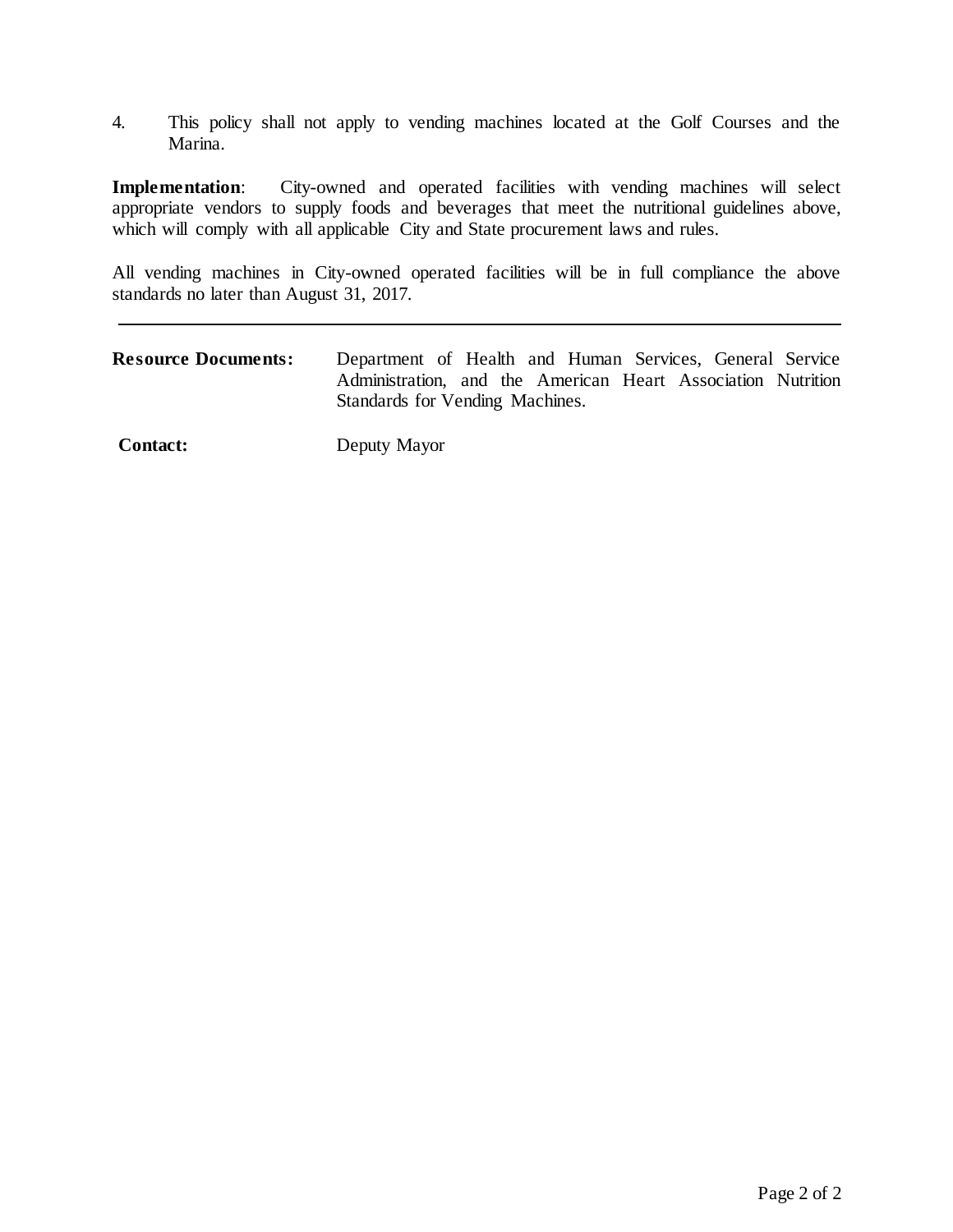4. This policy shall not apply to vending machines located at the Golf Courses and the Marina.

**Implementation**: City-owned and operated facilities with vending machines will select appropriate vendors to supply foods and beverages that meet the nutritional guidelines above, which will comply with all applicable City and State procurement laws and rules.

All vending machines in City-owned operated facilities will be in full compliance the above standards no later than August 31, 2017.

---

**Resource Documents:** Department of Health and Human Services, General Service Administration, and the American Heart Association Nutrition Standards for Vending Machines.

**Contact:** Deputy Mayor